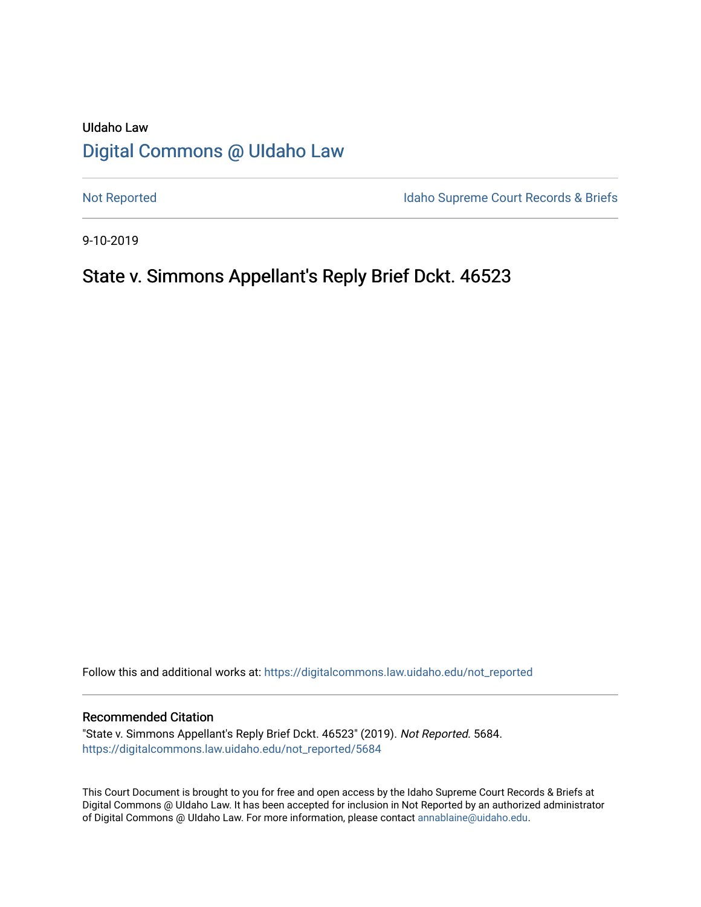UIdaho Law

# Digital Commons @ UIdaho Law

Not Reported

Idaho Supreme Court Records & Briefs

9-10-2019

## State v. Simmons Appellant's Reply Brief Dckt. 46523

Follow this and additional works at: https://digitalcommons.law.uidaho.edu/not_reported

### Recommended Citation

"State v. Simmons Appellant's Reply Brief Dckt. 46523" (2019). *Not Reported*. 5684.
https://digitalcommons.law.uidaho.edu/not_reported/5684

This Court Document is brought to you for free and open access by the Idaho Supreme Court Records & Briefs at Digital Commons @ UIdaho Law. It has been accepted for inclusion in Not Reported by an authorized administrator of Digital Commons @ UIdaho Law. For more information, please contact annablaine@uidaho.edu.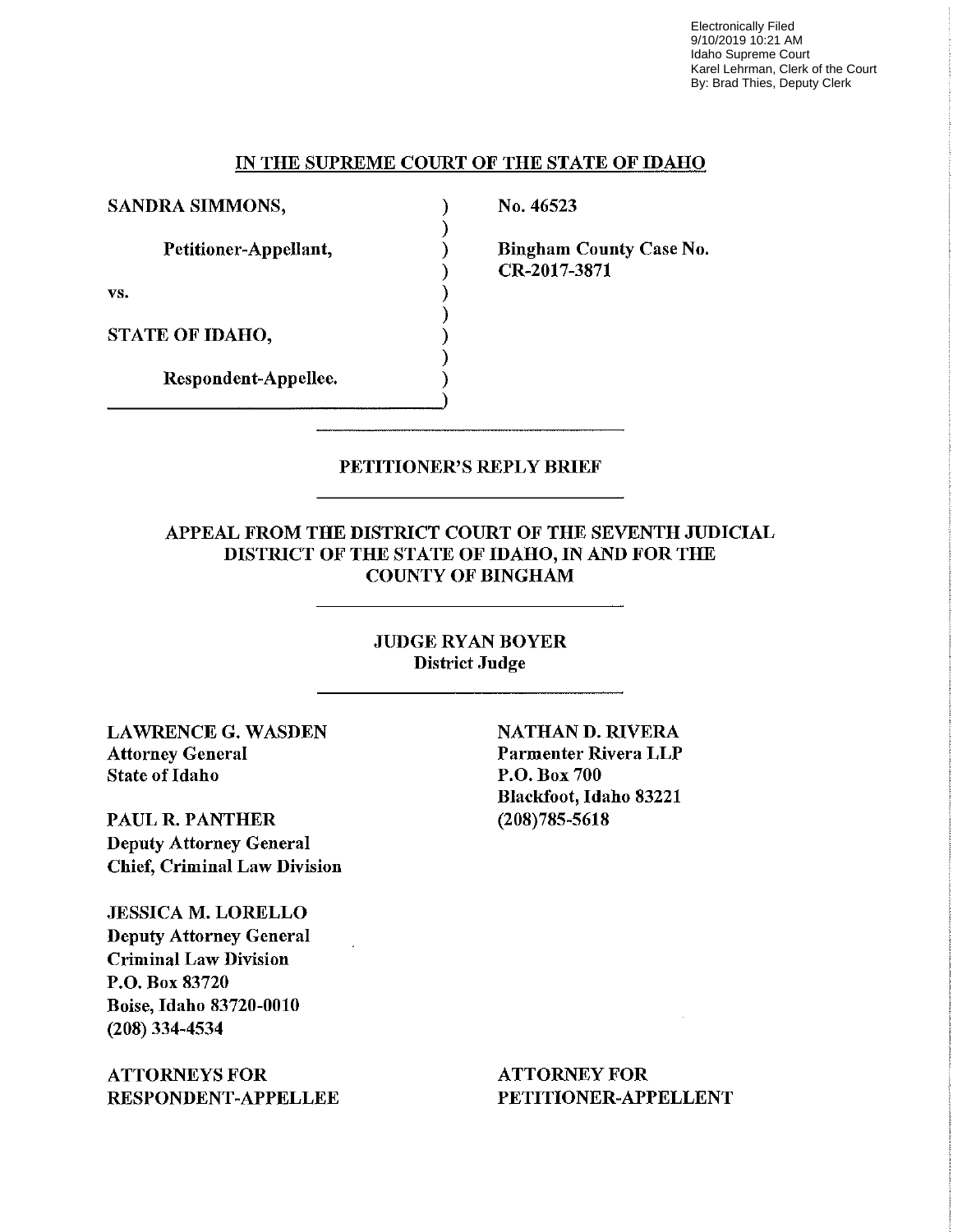Electronically Filed
9/10/2019 10:21 AM
Idaho Supreme Court
Karel Lehrman, Clerk of the Court
By: Brad Thies, Deputy Clerk

## IN THE SUPREME COURT OF THE STATE OF IDAHO

| | |
|---|---|
| **SANDRA SIMMONS,**<br><br>**Petitioner-Appellant,**<br><br>**vs.**<br><br>**STATE OF IDAHO,**<br><br>**Respondent-Appellee.** | **No. 46523**<br><br>**Bingham County Case No. CR-2017-3871** |

## PETITIONER'S REPLY BRIEF

### APPEAL FROM THE DISTRICT COURT OF THE SEVENTH JUDICIAL DISTRICT OF THE STATE OF IDAHO, IN AND FOR THE COUNTY OF BINGHAM

**JUDGE RYAN BOYER**
**District Judge**

**LAWRENCE G. WASDEN**
**Attorney General**
**State of Idaho**

**PAUL R. PANTHER**
**Deputy Attorney General**
**Chief, Criminal Law Division**

**JESSICA M. LORELLO**
**Deputy Attorney General**
**Criminal Law Division**
**P.O. Box 83720**
**Boise, Idaho 83720-0010**
**(208) 334-4534**

**ATTORNEYS FOR RESPONDENT-APPELLEE**

**NATHAN D. RIVERA**
**Parmenter Rivera LLP**
**P.O. Box 700**
**Blackfoot, Idaho 83221**
**(208)785-5618**

**ATTORNEY FOR PETITIONER-APPELLENT**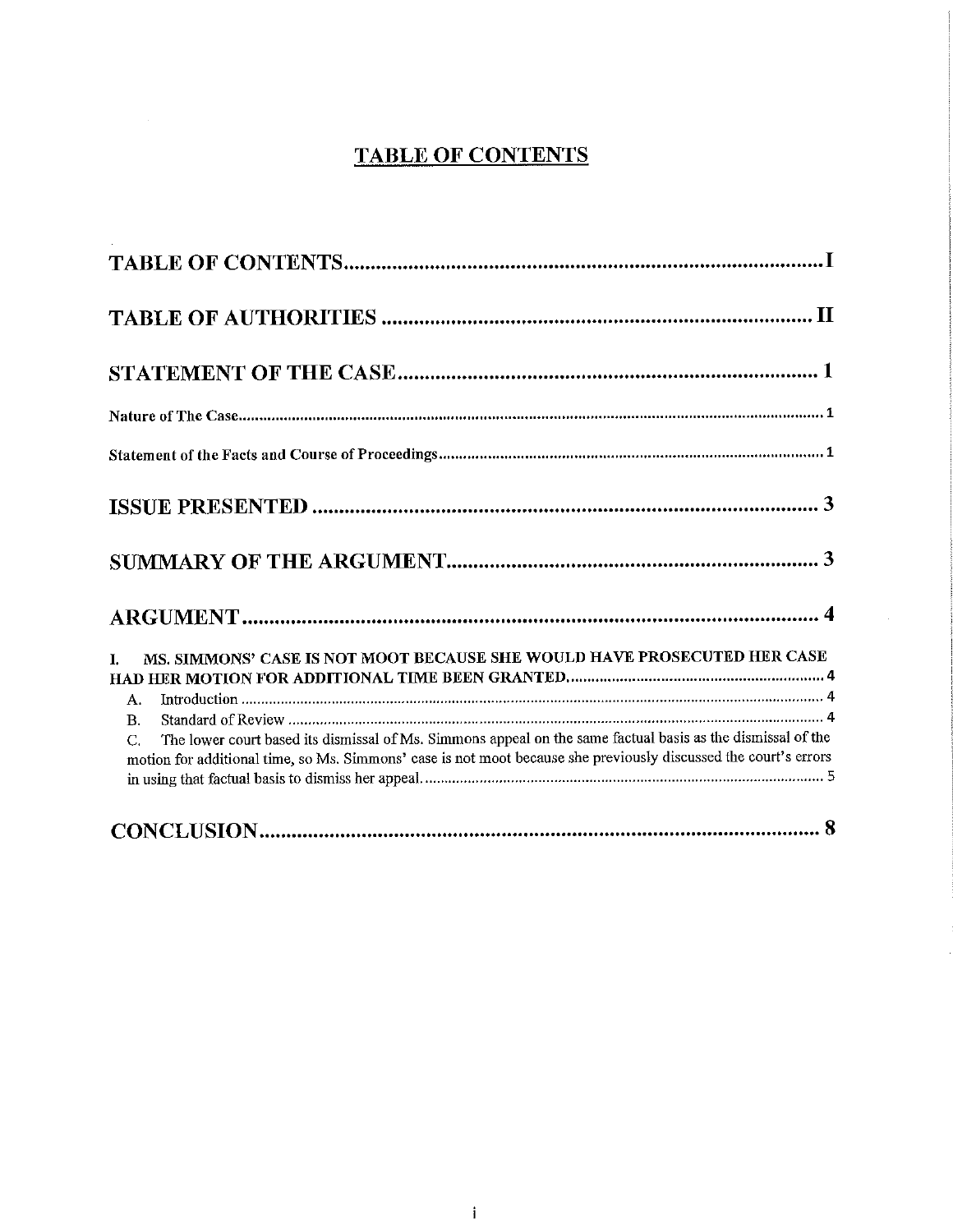# TABLE OF CONTENTS

**TABLE OF CONTENTS** ........................................................................................ I

**TABLE OF AUTHORITIES** ................................................................................ II

**STATEMENT OF THE CASE** ............................................................................. 1

**Nature of The Case** ............................................................................................... 1

**Statement of the Facts and Course of Proceedings** ............................................... 1

**ISSUE PRESENTED** ........................................................................................... 3

**SUMMARY OF THE ARGUMENT** ..................................................................... 3

**ARGUMENT** ....................................................................................................... 4

I. MS. SIMMONS' CASE IS NOT MOOT BECAUSE SHE WOULD HAVE PROSECUTED HER CASE HAD HER MOTION FOR ADDITIONAL TIME BEEN GRANTED. ............................................... 4

A. Introduction ........................................................................................................ 4

B. Standard of Review ............................................................................................ 4

C. The lower court based its dismissal of Ms. Simmons appeal on the same factual basis as the dismissal of the motion for additional time, so Ms. Simmons' case is not moot because she previously discussed the court's errors in using that factual basis to dismiss her appeal. ............................................... 5

**CONCLUSION** .................................................................................................... 8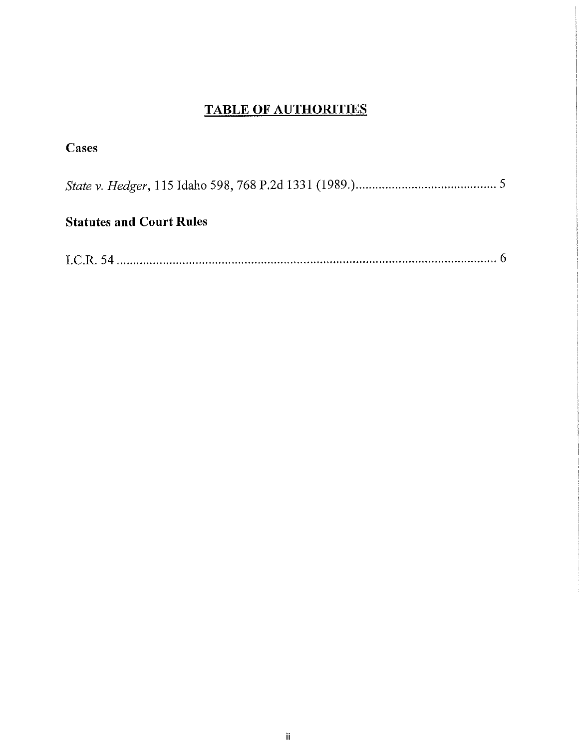# TABLE OF AUTHORITIES

**Cases**

*State v. Hedger*, 115 Idaho 598, 768 P.2d 1331 (1989.) .......................................... 5

**Statutes and Court Rules**

I.C.R. 54 ......................................................................................................... 6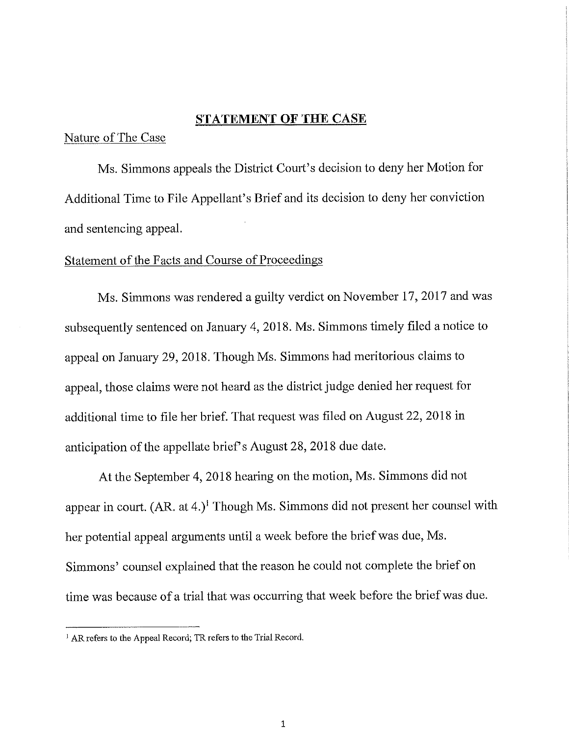## STATEMENT OF THE CASE

Nature of The Case

Ms. Simmons appeals the District Court's decision to deny her Motion for Additional Time to File Appellant's Brief and its decision to deny her conviction and sentencing appeal.

Statement of the Facts and Course of Proceedings

Ms. Simmons was rendered a guilty verdict on November 17, 2017 and was subsequently sentenced on January 4, 2018. Ms. Simmons timely filed a notice to appeal on January 29, 2018. Though Ms. Simmons had meritorious claims to appeal, those claims were not heard as the district judge denied her request for additional time to file her brief. That request was filed on August 22, 2018 in anticipation of the appellate brief's August 28, 2018 due date.

At the September 4, 2018 hearing on the motion, Ms. Simmons did not appear in court. (AR. at 4.)[1] Though Ms. Simmons did not present her counsel with her potential appeal arguments until a week before the brief was due, Ms. Simmons' counsel explained that the reason he could not complete the brief on time was because of a trial that was occurring that week before the brief was due.

[1] AR refers to the Appeal Record; TR refers to the Trial Record.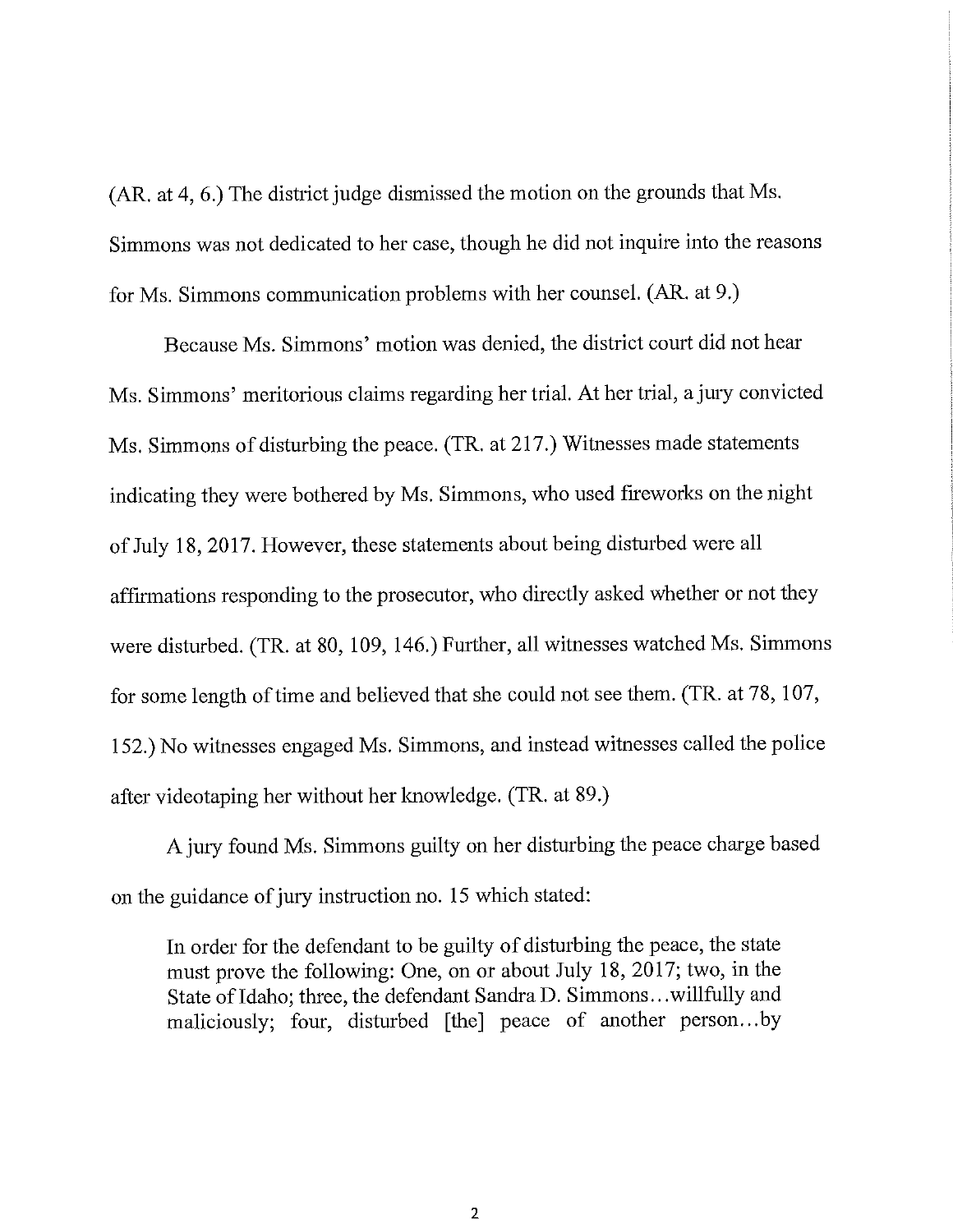(AR. at 4, 6.) The district judge dismissed the motion on the grounds that Ms. Simmons was not dedicated to her case, though he did not inquire into the reasons for Ms. Simmons communication problems with her counsel. (AR. at 9.)

Because Ms. Simmons' motion was denied, the district court did not hear Ms. Simmons' meritorious claims regarding her trial. At her trial, a jury convicted Ms. Simmons of disturbing the peace. (TR. at 217.) Witnesses made statements indicating they were bothered by Ms. Simmons, who used fireworks on the night of July 18, 2017. However, these statements about being disturbed were all affirmations responding to the prosecutor, who directly asked whether or not they were disturbed. (TR. at 80, 109, 146.) Further, all witnesses watched Ms. Simmons for some length of time and believed that she could not see them. (TR. at 78, 107, 152.) No witnesses engaged Ms. Simmons, and instead witnesses called the police after videotaping her without her knowledge. (TR. at 89.)

A jury found Ms. Simmons guilty on her disturbing the peace charge based on the guidance of jury instruction no. 15 which stated:

> In order for the defendant to be guilty of disturbing the peace, the state must prove the following: One, on or about July 18, 2017; two, in the State of Idaho; three, the defendant Sandra D. Simmons…willfully and maliciously; four, disturbed [the] peace of another person…by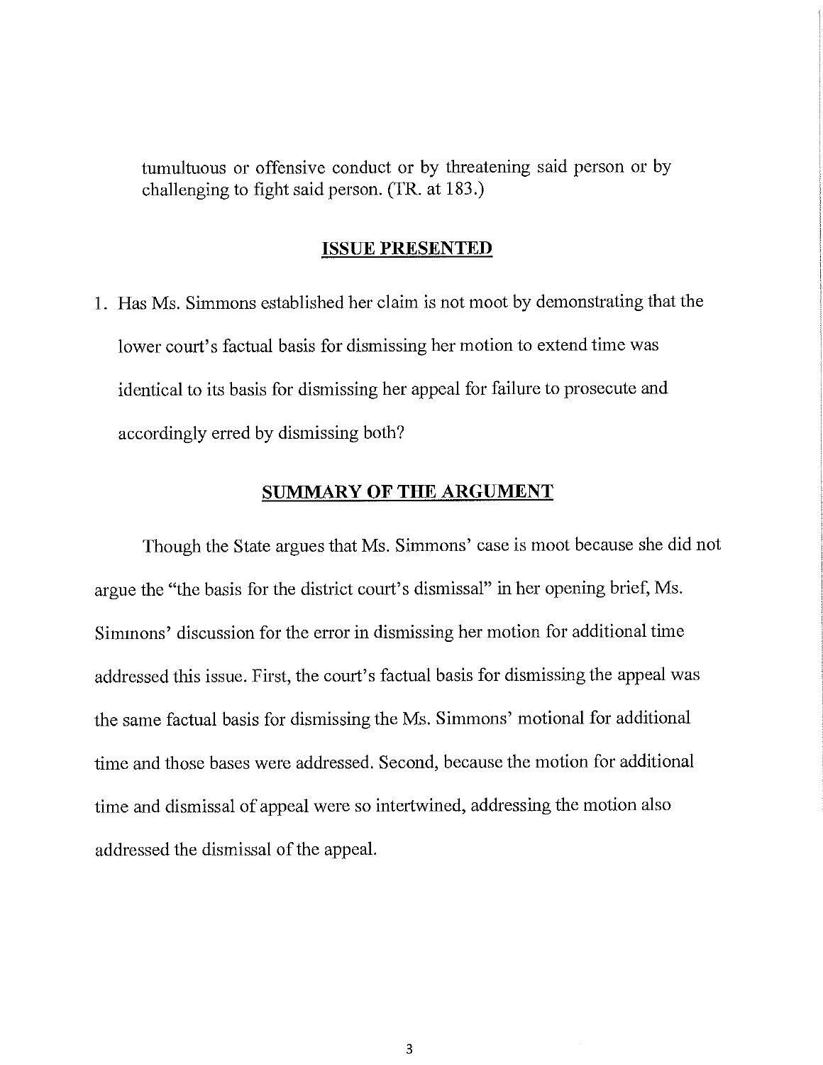tumultuous or offensive conduct or by threatening said person or by challenging to fight said person. (TR. at 183.)

## ISSUE PRESENTED

1. Has Ms. Simmons established her claim is not moot by demonstrating that the lower court's factual basis for dismissing her motion to extend time was identical to its basis for dismissing her appeal for failure to prosecute and accordingly erred by dismissing both?

## SUMMARY OF THE ARGUMENT

Though the State argues that Ms. Simmons' case is moot because she did not argue the "the basis for the district court's dismissal" in her opening brief, Ms. Simmons' discussion for the error in dismissing her motion for additional time addressed this issue. First, the court's factual basis for dismissing the appeal was the same factual basis for dismissing the Ms. Simmons' motional for additional time and those bases were addressed. Second, because the motion for additional time and dismissal of appeal were so intertwined, addressing the motion also addressed the dismissal of the appeal.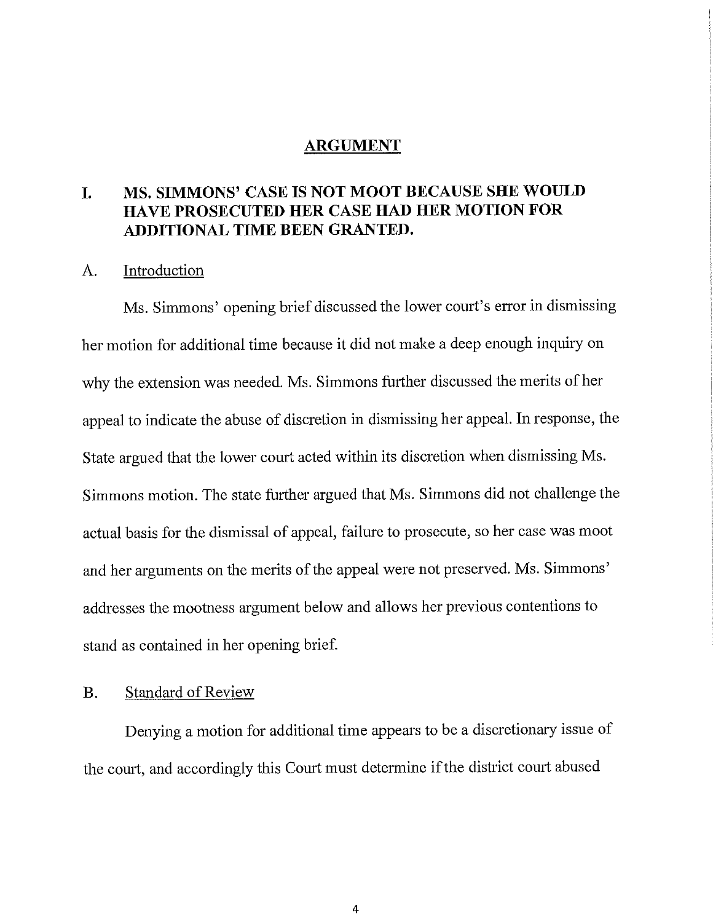## ARGUMENT

### I. MS. SIMMONS' CASE IS NOT MOOT BECAUSE SHE WOULD HAVE PROSECUTED HER CASE HAD HER MOTION FOR ADDITIONAL TIME BEEN GRANTED.

#### A. Introduction

Ms. Simmons' opening brief discussed the lower court's error in dismissing her motion for additional time because it did not make a deep enough inquiry on why the extension was needed. Ms. Simmons further discussed the merits of her appeal to indicate the abuse of discretion in dismissing her appeal. In response, the State argued that the lower court acted within its discretion when dismissing Ms. Simmons motion. The state further argued that Ms. Simmons did not challenge the actual basis for the dismissal of appeal, failure to prosecute, so her case was moot and her arguments on the merits of the appeal were not preserved. Ms. Simmons' addresses the mootness argument below and allows her previous contentions to stand as contained in her opening brief.

#### B. Standard of Review

Denying a motion for additional time appears to be a discretionary issue of the court, and accordingly this Court must determine if the district court abused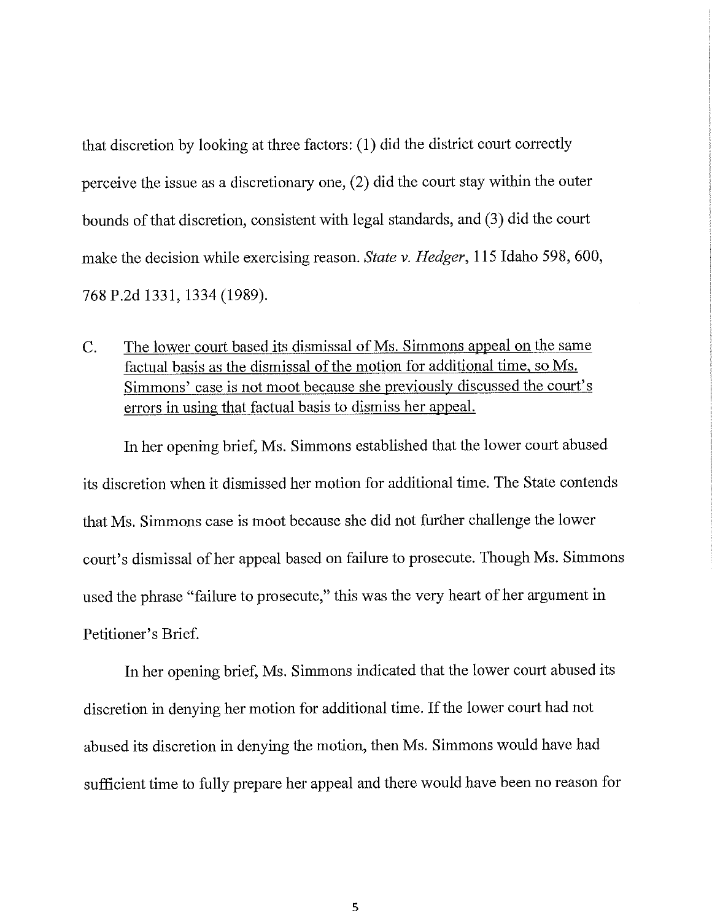that discretion by looking at three factors: (1) did the district court correctly perceive the issue as a discretionary one, (2) did the court stay within the outer bounds of that discretion, consistent with legal standards, and (3) did the court make the decision while exercising reason. *State v. Hedger*, 115 Idaho 598, 600, 768 P.2d 1331, 1334 (1989).

C. <u>The lower court based its dismissal of Ms. Simmons appeal on the same factual basis as the dismissal of the motion for additional time, so Ms. Simmons' case is not moot because she previously discussed the court's errors in using that factual basis to dismiss her appeal.</u>

In her opening brief, Ms. Simmons established that the lower court abused its discretion when it dismissed her motion for additional time. The State contends that Ms. Simmons case is moot because she did not further challenge the lower court's dismissal of her appeal based on failure to prosecute. Though Ms. Simmons used the phrase "failure to prosecute," this was the very heart of her argument in Petitioner's Brief.

In her opening brief, Ms. Simmons indicated that the lower court abused its discretion in denying her motion for additional time. If the lower court had not abused its discretion in denying the motion, then Ms. Simmons would have had sufficient time to fully prepare her appeal and there would have been no reason for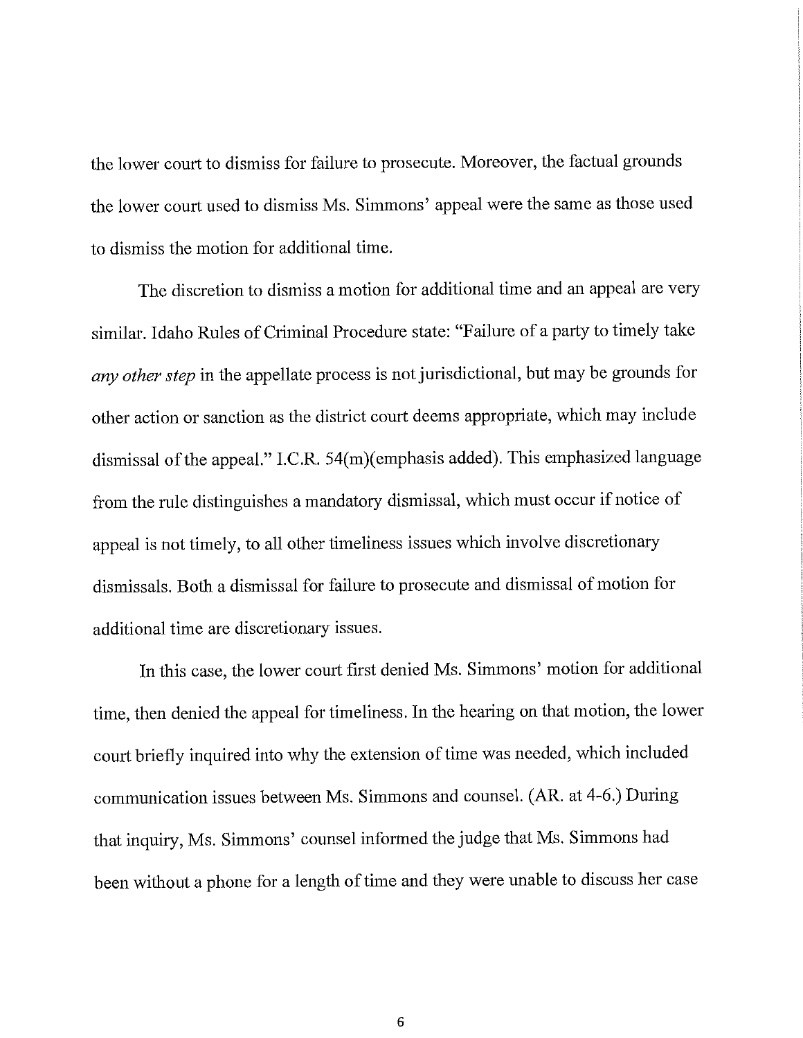the lower court to dismiss for failure to prosecute. Moreover, the factual grounds the lower court used to dismiss Ms. Simmons' appeal were the same as those used to dismiss the motion for additional time.

The discretion to dismiss a motion for additional time and an appeal are very similar. Idaho Rules of Criminal Procedure state: "Failure of a party to timely take *any other step* in the appellate process is not jurisdictional, but may be grounds for other action or sanction as the district court deems appropriate, which may include dismissal of the appeal." I.C.R. 54(m)(emphasis added). This emphasized language from the rule distinguishes a mandatory dismissal, which must occur if notice of appeal is not timely, to all other timeliness issues which involve discretionary dismissals. Both a dismissal for failure to prosecute and dismissal of motion for additional time are discretionary issues.

In this case, the lower court first denied Ms. Simmons' motion for additional time, then denied the appeal for timeliness. In the hearing on that motion, the lower court briefly inquired into why the extension of time was needed, which included communication issues between Ms. Simmons and counsel. (AR. at 4-6.) During that inquiry, Ms. Simmons' counsel informed the judge that Ms. Simmons had been without a phone for a length of time and they were unable to discuss her case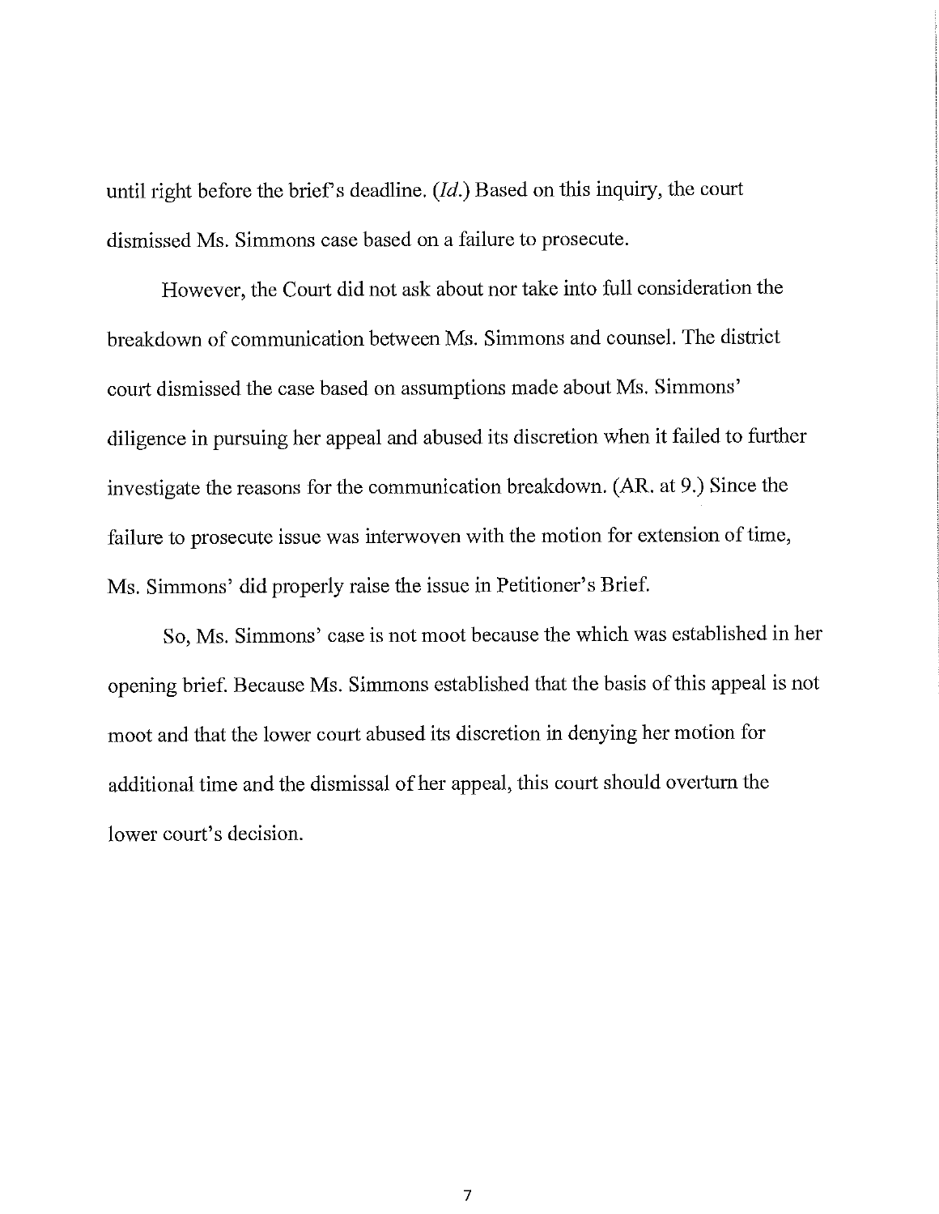until right before the brief's deadline. (*Id.*) Based on this inquiry, the court dismissed Ms. Simmons case based on a failure to prosecute.

However, the Court did not ask about nor take into full consideration the breakdown of communication between Ms. Simmons and counsel. The district court dismissed the case based on assumptions made about Ms. Simmons' diligence in pursuing her appeal and abused its discretion when it failed to further investigate the reasons for the communication breakdown. (AR. at 9.) Since the failure to prosecute issue was interwoven with the motion for extension of time, Ms. Simmons' did properly raise the issue in Petitioner's Brief.

So, Ms. Simmons' case is not moot because the which was established in her opening brief. Because Ms. Simmons established that the basis of this appeal is not moot and that the lower court abused its discretion in denying her motion for additional time and the dismissal of her appeal, this court should overturn the lower court's decision.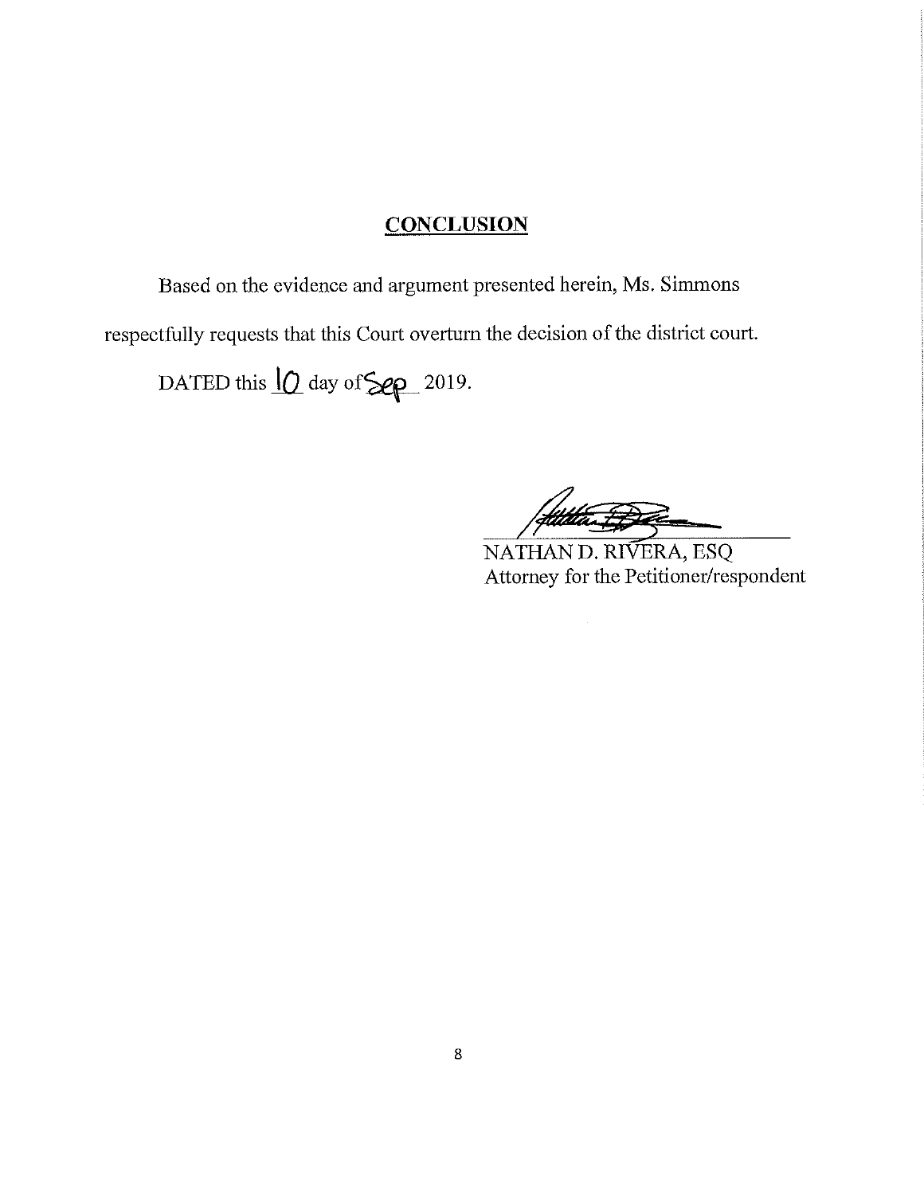## CONCLUSION

Based on the evidence and argument presented herein, Ms. Simmons respectfully requests that this Court overturn the decision of the district court.

DATED this 10 day of Sep 2019.

NATHAN D. RIVERA, ESQ
Attorney for the Petitioner/respondent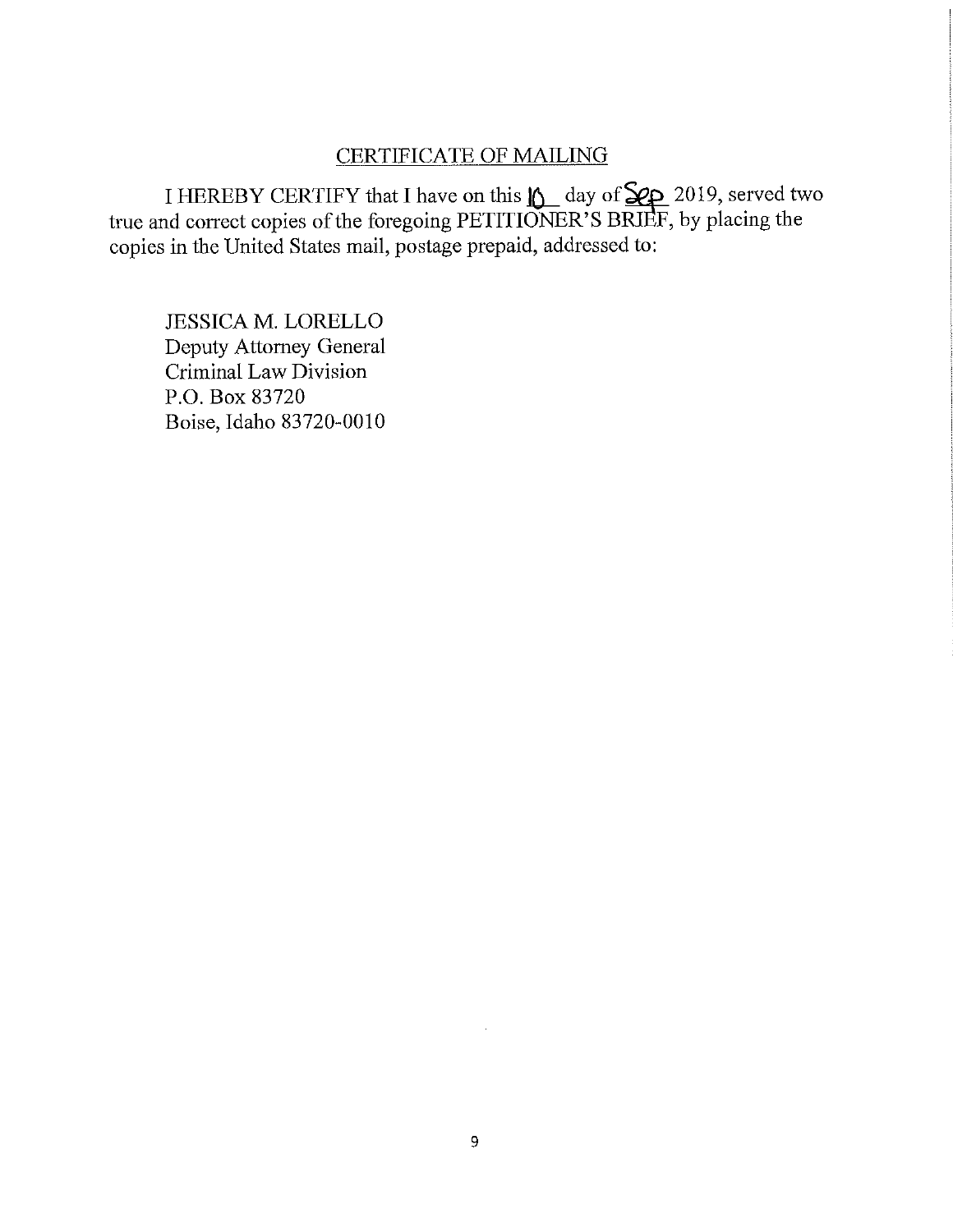## CERTIFICATE OF MAILING

I HEREBY CERTIFY that I have on this 10 day of Sep 2019, served two true and correct copies of the foregoing PETITIONER'S BRIEF, by placing the copies in the United States mail, postage prepaid, addressed to:

JESSICA M. LORELLO
Deputy Attorney General
Criminal Law Division
P.O. Box 83720
Boise, Idaho 83720-0010